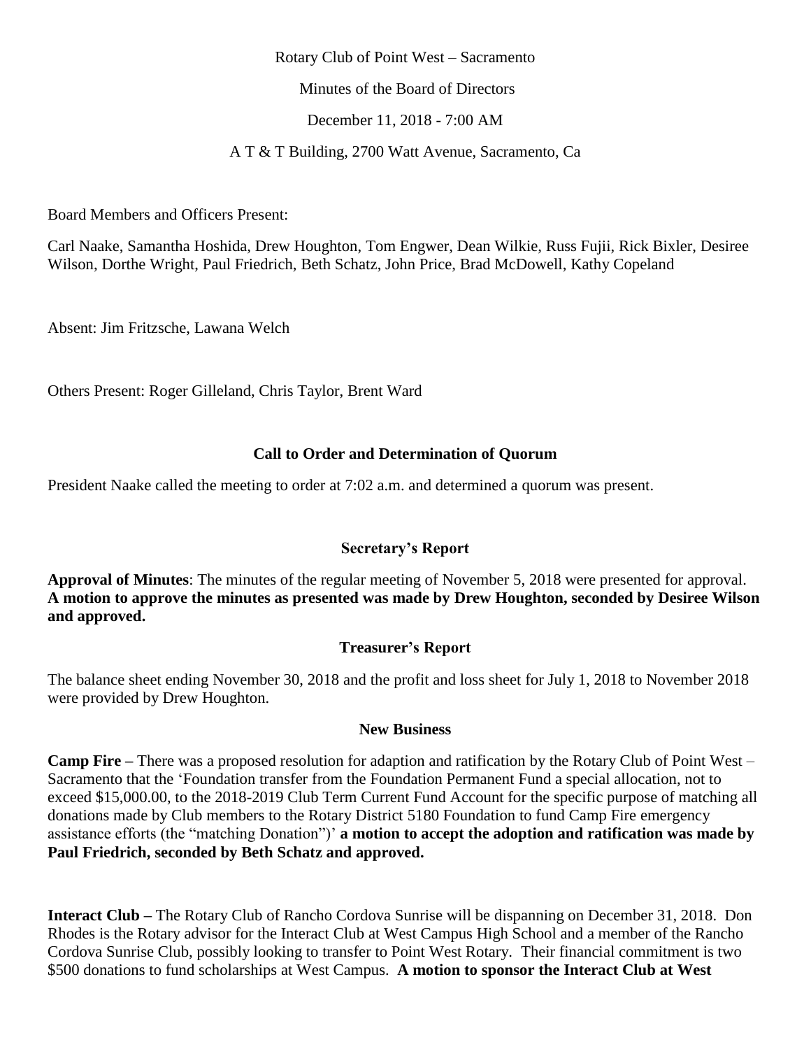Rotary Club of Point West – Sacramento

Minutes of the Board of Directors

December 11, 2018 - 7:00 AM

A T & T Building, 2700 Watt Avenue, Sacramento, Ca

Board Members and Officers Present:

Carl Naake, Samantha Hoshida, Drew Houghton, Tom Engwer, Dean Wilkie, Russ Fujii, Rick Bixler, Desiree Wilson, Dorthe Wright, Paul Friedrich, Beth Schatz, John Price, Brad McDowell, Kathy Copeland

Absent: Jim Fritzsche, Lawana Welch

Others Present: Roger Gilleland, Chris Taylor, Brent Ward

**Call to Order and Determination of Quorum**

President Naake called the meeting to order at 7:02 a.m. and determined a quorum was present.

**Secretary's Report**

**Approval of Minutes**: The minutes of the regular meeting of November 5, 2018 were presented for approval. **A motion to approve the minutes as presented was made by Drew Houghton, seconded by Desiree Wilson and approved.**

**Treasurer's Report**

The balance sheet ending November 30, 2018 and the profit and loss sheet for July 1, 2018 to November 2018 were provided by Drew Houghton.

**New Business**

**Camp Fire –** There was a proposed resolution for adaption and ratification by the Rotary Club of Point West – Sacramento that the 'Foundation transfer from the Foundation Permanent Fund a special allocation, not to exceed $15,000.00, to the 2018-2019 Club Term Current Fund Account for the specific purpose of matching all donations made by Club members to the Rotary District 5180 Foundation to fund Camp Fire emergency assistance efforts (the "matching Donation")' **a motion to accept the adoption and ratification was made by Paul Friedrich, seconded by Beth Schatz and approved.**

**Interact Club –** The Rotary Club of Rancho Cordova Sunrise will be dispanning on December 31, 2018. Don Rhodes is the Rotary advisor for the Interact Club at West Campus High School and a member of the Rancho Cordova Sunrise Club, possibly looking to transfer to Point West Rotary. Their financial commitment is two $500 donations to fund scholarships at West Campus. **A motion to sponsor the Interact Club at West**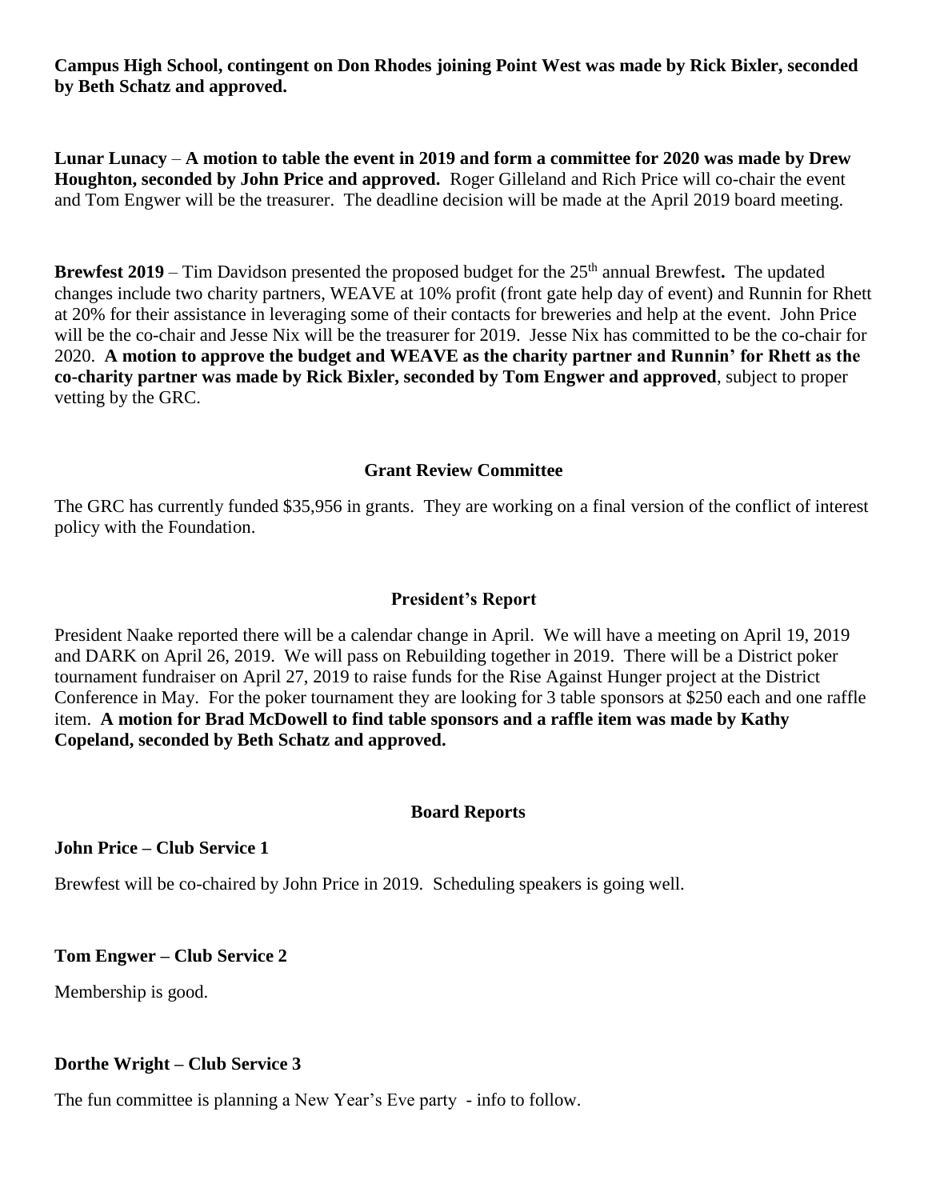**Campus High School, contingent on Don Rhodes joining Point West was made by Rick Bixler, seconded by Beth Schatz and approved.**

**Lunar Lunacy** – **A motion to table the event in 2019 and form a committee for 2020 was made by Drew Houghton, seconded by John Price and approved.** Roger Gilleland and Rich Price will co-chair the event and Tom Engwer will be the treasurer. The deadline decision will be made at the April 2019 board meeting.

**Brewfest 2019** – Tim Davidson presented the proposed budget for the 25th annual Brewfest**.** The updated changes include two charity partners, WEAVE at 10% profit (front gate help day of event) and Runnin for Rhett at 20% for their assistance in leveraging some of their contacts for breweries and help at the event. John Price will be the co-chair and Jesse Nix will be the treasurer for 2019. Jesse Nix has committed to be the co-chair for 2020. **A motion to approve the budget and WEAVE as the charity partner and Runnin' for Rhett as the co-charity partner was made by Rick Bixler, seconded by Tom Engwer and approved**, subject to proper vetting by the GRC.

## Grant Review Committee

The GRC has currently funded $35,956 in grants. They are working on a final version of the conflict of interest policy with the Foundation.

## President's Report

President Naake reported there will be a calendar change in April. We will have a meeting on April 19, 2019 and DARK on April 26, 2019. We will pass on Rebuilding together in 2019. There will be a District poker tournament fundraiser on April 27, 2019 to raise funds for the Rise Against Hunger project at the District Conference in May. For the poker tournament they are looking for 3 table sponsors at $250 each and one raffle item. **A motion for Brad McDowell to find table sponsors and a raffle item was made by Kathy Copeland, seconded by Beth Schatz and approved.**

## Board Reports

**John Price – Club Service 1**

Brewfest will be co-chaired by John Price in 2019. Scheduling speakers is going well.

**Tom Engwer – Club Service 2**

Membership is good.

**Dorthe Wright – Club Service 3**

The fun committee is planning a New Year's Eve party - info to follow.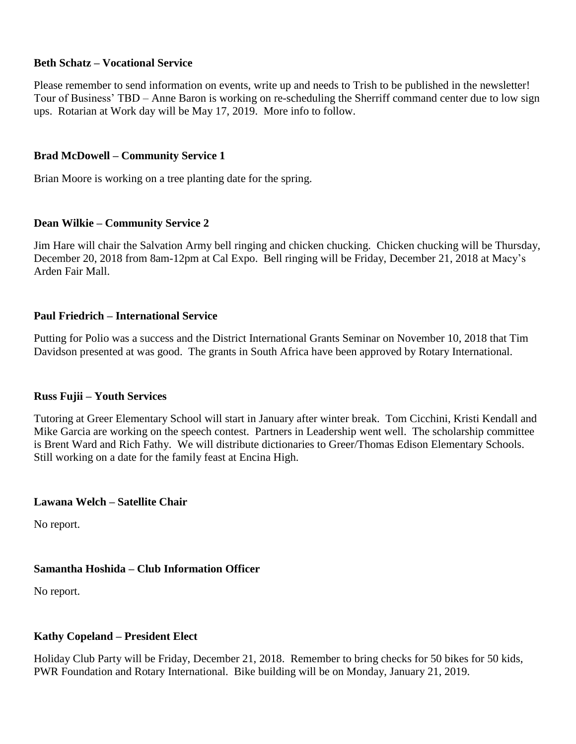**Beth Schatz – Vocational Service**

Please remember to send information on events, write up and needs to Trish to be published in the newsletter! Tour of Business' TBD – Anne Baron is working on re-scheduling the Sherriff command center due to low sign ups. Rotarian at Work day will be May 17, 2019. More info to follow.

**Brad McDowell – Community Service 1**

Brian Moore is working on a tree planting date for the spring.

**Dean Wilkie – Community Service 2**

Jim Hare will chair the Salvation Army bell ringing and chicken chucking. Chicken chucking will be Thursday, December 20, 2018 from 8am-12pm at Cal Expo. Bell ringing will be Friday, December 21, 2018 at Macy's Arden Fair Mall.

**Paul Friedrich – International Service**

Putting for Polio was a success and the District International Grants Seminar on November 10, 2018 that Tim Davidson presented at was good. The grants in South Africa have been approved by Rotary International.

**Russ Fujii – Youth Services**

Tutoring at Greer Elementary School will start in January after winter break. Tom Cicchini, Kristi Kendall and Mike Garcia are working on the speech contest. Partners in Leadership went well. The scholarship committee is Brent Ward and Rich Fathy. We will distribute dictionaries to Greer/Thomas Edison Elementary Schools. Still working on a date for the family feast at Encina High.

**Lawana Welch – Satellite Chair**

No report.

**Samantha Hoshida – Club Information Officer**

No report.

**Kathy Copeland – President Elect**

Holiday Club Party will be Friday, December 21, 2018. Remember to bring checks for 50 bikes for 50 kids, PWR Foundation and Rotary International. Bike building will be on Monday, January 21, 2019.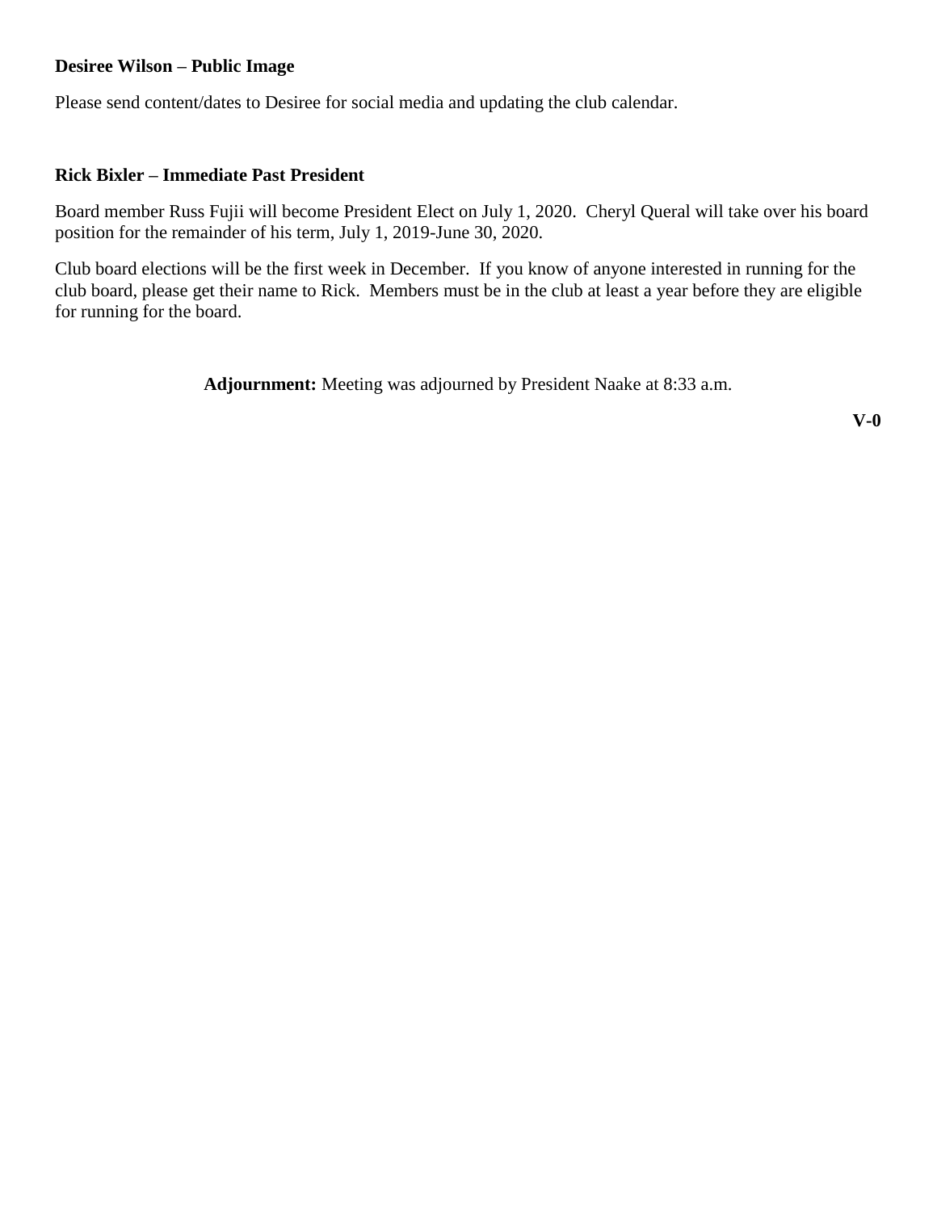**Desiree Wilson – Public Image**

Please send content/dates to Desiree for social media and updating the club calendar.

**Rick Bixler – Immediate Past President**

Board member Russ Fujii will become President Elect on July 1, 2020. Cheryl Queral will take over his board position for the remainder of his term, July 1, 2019-June 30, 2020.

Club board elections will be the first week in December. If you know of anyone interested in running for the club board, please get their name to Rick. Members must be in the club at least a year before they are eligible for running for the board.

**Adjournment:** Meeting was adjourned by President Naake at 8:33 a.m.

**V-0**